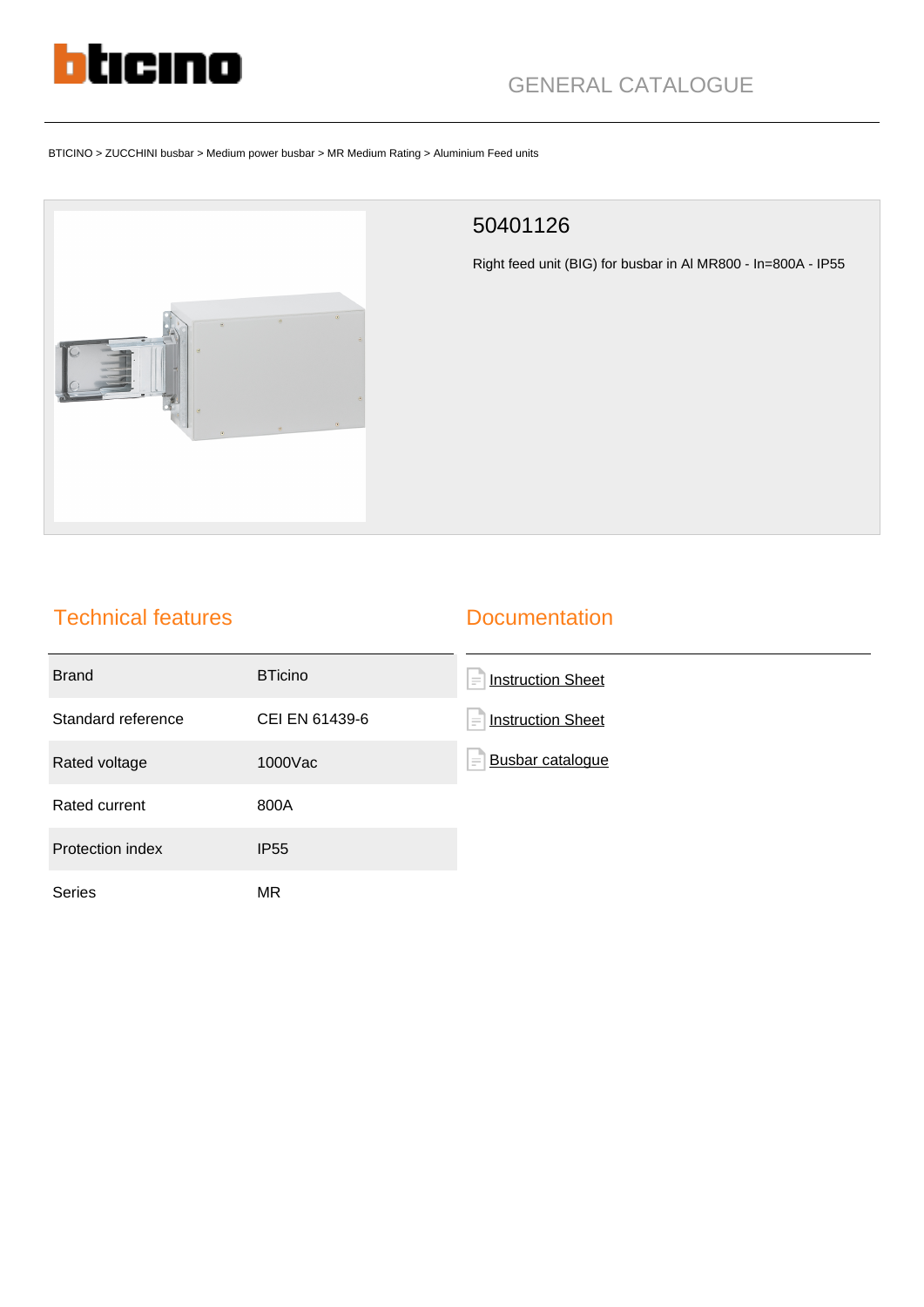GENERAL CATALOGUE

BTICINO > ZUCCHINI busbar > Medium power busbar > MR Medium Rating > Aluminium Feed units

## 50401126

Right feed unit (BIG) for busbar in Al MR800 - In=800A - IP55

## Technical features

| | |
|---|---|
| Brand | BTicino |
| Standard reference | CEI EN 61439-6 |
| Rated voltage | 1000Vac |
| Rated current | 800A |
| Protection index | IP55 |
| Series | MR |

## Documentation

- Instruction Sheet
- Instruction Sheet
- Busbar catalogue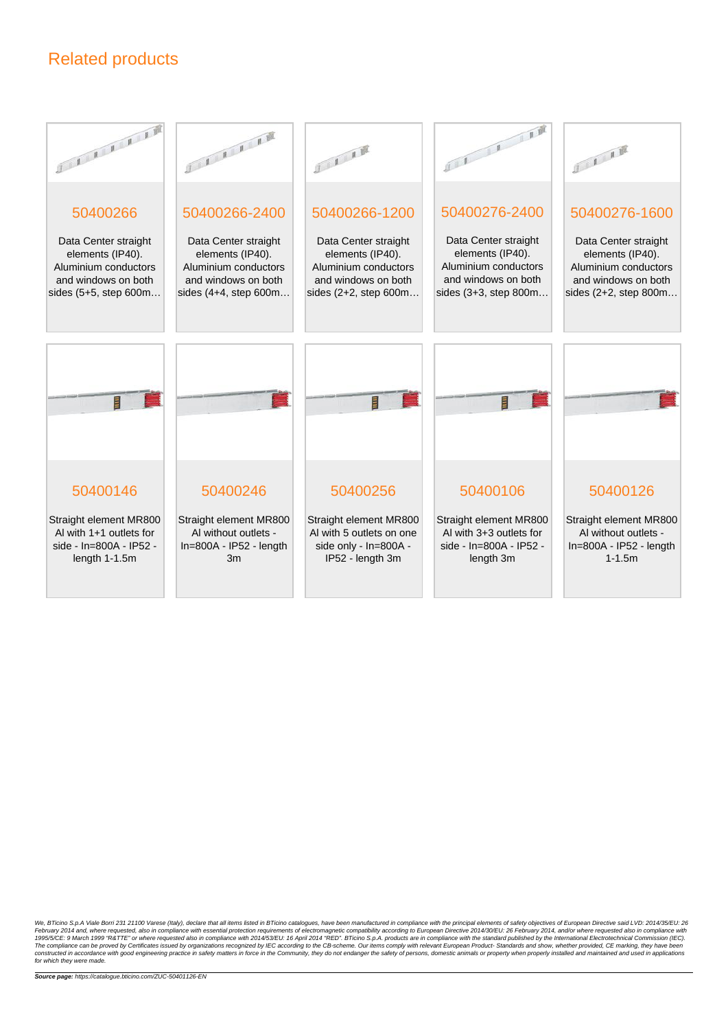## Related products

### 50400266

Data Center straight elements (IP40). Aluminium conductors and windows on both sides (5+5, step 600m…

### 50400266-2400

Data Center straight elements (IP40). Aluminium conductors and windows on both sides (4+4, step 600m…

### 50400266-1200

Data Center straight elements (IP40). Aluminium conductors and windows on both sides (2+2, step 600m…

### 50400276-2400

Data Center straight elements (IP40). Aluminium conductors and windows on both sides (3+3, step 800m…

### 50400276-1600

Data Center straight elements (IP40). Aluminium conductors and windows on both sides (2+2, step 800m…

### 50400146

Straight element MR800 Al with 1+1 outlets for side - In=800A - IP52 - length 1-1.5m

### 50400246

Straight element MR800 Al without outlets - In=800A - IP52 - length 3m

### 50400256

Straight element MR800 Al with 5 outlets on one side only - In=800A - IP52 - length 3m

### 50400106

Straight element MR800 Al with 3+3 outlets for side - In=800A - IP52 - length 3m

### 50400126

Straight element MR800 Al without outlets - In=800A - IP52 - length 1-1.5m

*We, BTicino S.p.A Viale Borri 231 21100 Varese (Italy), declare that all items listed in BTicino catalogues, have been manufactured in compliance with the principal elements of safety objectives of European Directive said LVD: 2014/35/EU: 26 February 2014 and, where requested, also in compliance with essential protection requirements of electromagnetic compatibility according to European Directive 2014/30/EU: 26 February 2014, and/or where requested also in compliance with 1995/5/CE: 9 March 1999 "R&TTE" or where requested also in compliance with 2014/53/EU: 16 April 2014 "RED". BTicino S.p.A. products are in compliance with the standard published by the International Electrotechnical Commission (IEC). The compliance can be proved by Certificates issued by organizations recognized by IEC according to the CB-scheme. Our items comply with relevant European Product- Standards and show, whether provided, CE marking, they have been constructed in accordance with good engineering practice in safety matters in force in the Community, they do not endanger the safety of persons, domestic animals or property when properly installed and maintained and used in applications for which they were made.*

**Source page:** *https://catalogue.bticino.com/ZUC-50401126-EN*